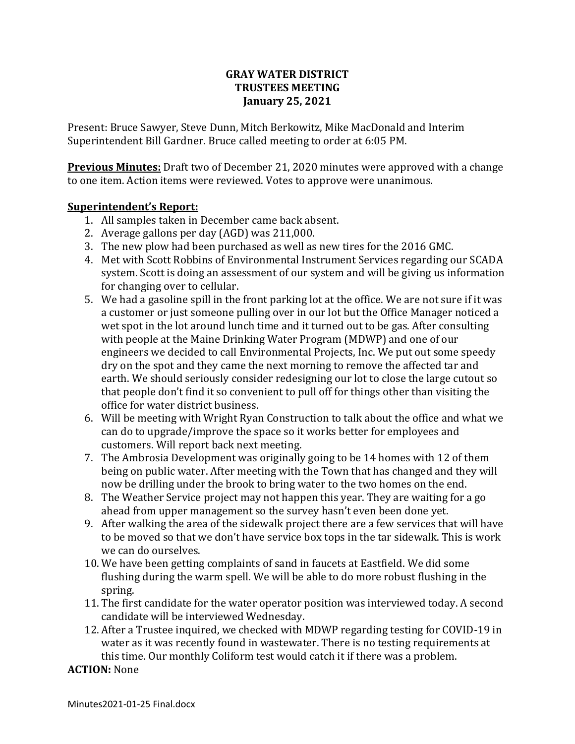# GRAY WATER DISTRICT
# TRUSTEES MEETING
# January 25, 2021

Present: Bruce Sawyer, Steve Dunn, Mitch Berkowitz, Mike MacDonald and Interim Superintendent Bill Gardner. Bruce called meeting to order at 6:05 PM.

**Previous Minutes:** Draft two of December 21, 2020 minutes were approved with a change to one item. Action items were reviewed. Votes to approve were unanimous.

**Superintendent's Report:**

1. All samples taken in December came back absent.
2. Average gallons per day (AGD) was 211,000.
3. The new plow had been purchased as well as new tires for the 2016 GMC.
4. Met with Scott Robbins of Environmental Instrument Services regarding our SCADA system. Scott is doing an assessment of our system and will be giving us information for changing over to cellular.
5. We had a gasoline spill in the front parking lot at the office. We are not sure if it was a customer or just someone pulling over in our lot but the Office Manager noticed a wet spot in the lot around lunch time and it turned out to be gas. After consulting with people at the Maine Drinking Water Program (MDWP) and one of our engineers we decided to call Environmental Projects, Inc. We put out some speedy dry on the spot and they came the next morning to remove the affected tar and earth. We should seriously consider redesigning our lot to close the large cutout so that people don't find it so convenient to pull off for things other than visiting the office for water district business.
6. Will be meeting with Wright Ryan Construction to talk about the office and what we can do to upgrade/improve the space so it works better for employees and customers. Will report back next meeting.
7. The Ambrosia Development was originally going to be 14 homes with 12 of them being on public water. After meeting with the Town that has changed and they will now be drilling under the brook to bring water to the two homes on the end.
8. The Weather Service project may not happen this year. They are waiting for a go ahead from upper management so the survey hasn't even been done yet.
9. After walking the area of the sidewalk project there are a few services that will have to be moved so that we don't have service box tops in the tar sidewalk. This is work we can do ourselves.
10. We have been getting complaints of sand in faucets at Eastfield. We did some flushing during the warm spell. We will be able to do more robust flushing in the spring.
11. The first candidate for the water operator position was interviewed today. A second candidate will be interviewed Wednesday.
12. After a Trustee inquired, we checked with MDWP regarding testing for COVID-19 in water as it was recently found in wastewater. There is no testing requirements at this time. Our monthly Coliform test would catch it if there was a problem.

**ACTION:** None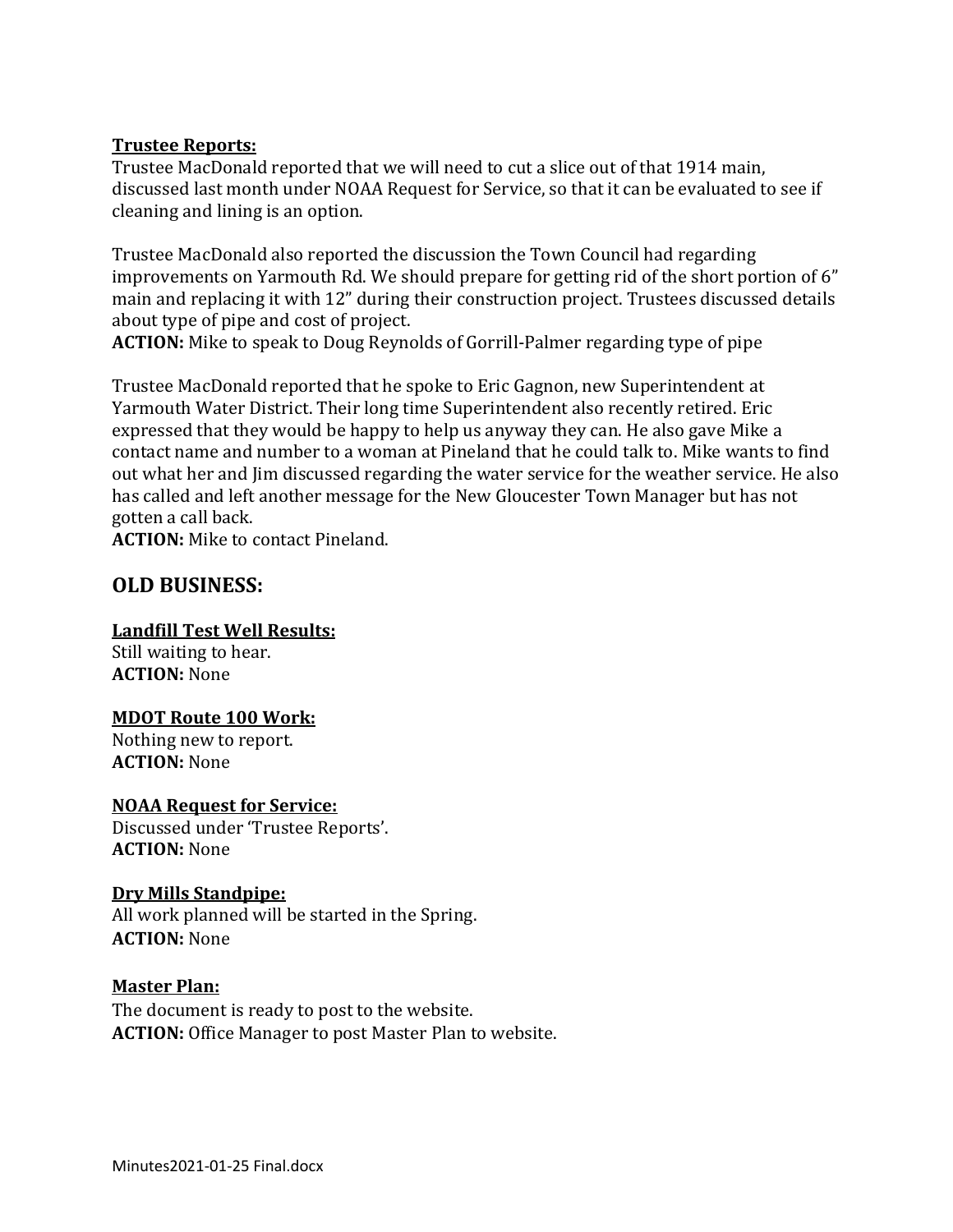**Trustee Reports:**

Trustee MacDonald reported that we will need to cut a slice out of that 1914 main, discussed last month under NOAA Request for Service, so that it can be evaluated to see if cleaning and lining is an option.

Trustee MacDonald also reported the discussion the Town Council had regarding improvements on Yarmouth Rd. We should prepare for getting rid of the short portion of 6" main and replacing it with 12" during their construction project. Trustees discussed details about type of pipe and cost of project.

**ACTION:** Mike to speak to Doug Reynolds of Gorrill-Palmer regarding type of pipe

Trustee MacDonald reported that he spoke to Eric Gagnon, new Superintendent at Yarmouth Water District. Their long time Superintendent also recently retired. Eric expressed that they would be happy to help us anyway they can. He also gave Mike a contact name and number to a woman at Pineland that he could talk to. Mike wants to find out what her and Jim discussed regarding the water service for the weather service. He also has called and left another message for the New Gloucester Town Manager but has not gotten a call back.

**ACTION:** Mike to contact Pineland.

## OLD BUSINESS:

**Landfill Test Well Results:**

Still waiting to hear.

**ACTION:** None

**MDOT Route 100 Work:**

Nothing new to report.

**ACTION:** None

**NOAA Request for Service:**

Discussed under 'Trustee Reports'.

**ACTION:** None

**Dry Mills Standpipe:**

All work planned will be started in the Spring.

**ACTION:** None

**Master Plan:**

The document is ready to post to the website.

**ACTION:** Office Manager to post Master Plan to website.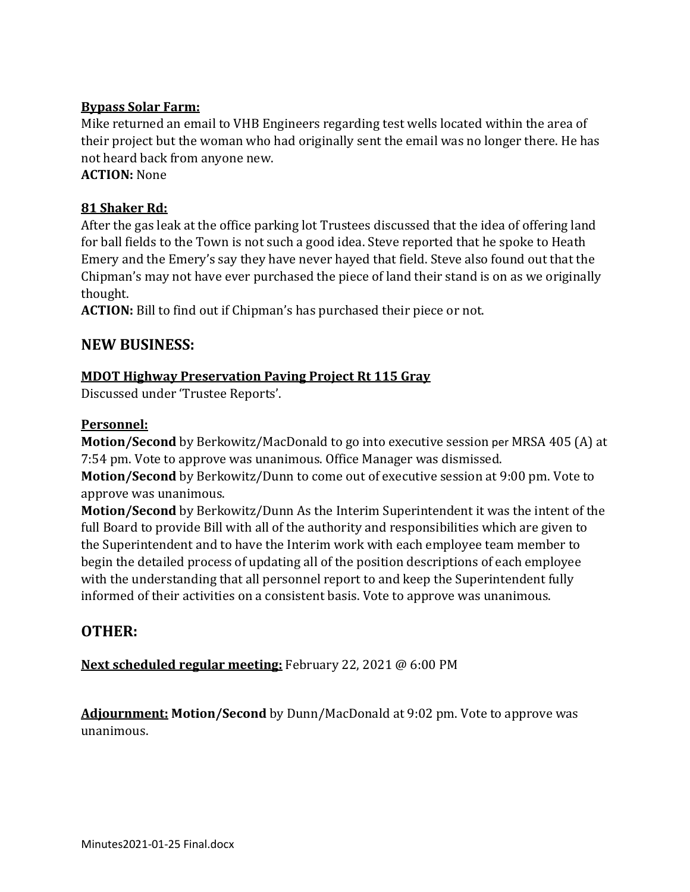**Bypass Solar Farm:**

Mike returned an email to VHB Engineers regarding test wells located within the area of their project but the woman who had originally sent the email was no longer there. He has not heard back from anyone new.

**ACTION:** None

**81 Shaker Rd:**

After the gas leak at the office parking lot Trustees discussed that the idea of offering land for ball fields to the Town is not such a good idea. Steve reported that he spoke to Heath Emery and the Emery's say they have never hayed that field. Steve also found out that the Chipman's may not have ever purchased the piece of land their stand is on as we originally thought.

**ACTION:** Bill to find out if Chipman's has purchased their piece or not.

## NEW BUSINESS:

**MDOT Highway Preservation Paving Project Rt 115 Gray**

Discussed under 'Trustee Reports'.

**Personnel:**

**Motion/Second** by Berkowitz/MacDonald to go into executive session per MRSA 405 (A) at 7:54 pm. Vote to approve was unanimous. Office Manager was dismissed.

**Motion/Second** by Berkowitz/Dunn to come out of executive session at 9:00 pm. Vote to approve was unanimous.

**Motion/Second** by Berkowitz/Dunn As the Interim Superintendent it was the intent of the full Board to provide Bill with all of the authority and responsibilities which are given to the Superintendent and to have the Interim work with each employee team member to begin the detailed process of updating all of the position descriptions of each employee with the understanding that all personnel report to and keep the Superintendent fully informed of their activities on a consistent basis. Vote to approve was unanimous.

## OTHER:

**Next scheduled regular meeting:** February 22, 2021 @ 6:00 PM

**Adjournment:** **Motion/Second** by Dunn/MacDonald at 9:02 pm. Vote to approve was unanimous.

Minutes2021-01-25 Final.docx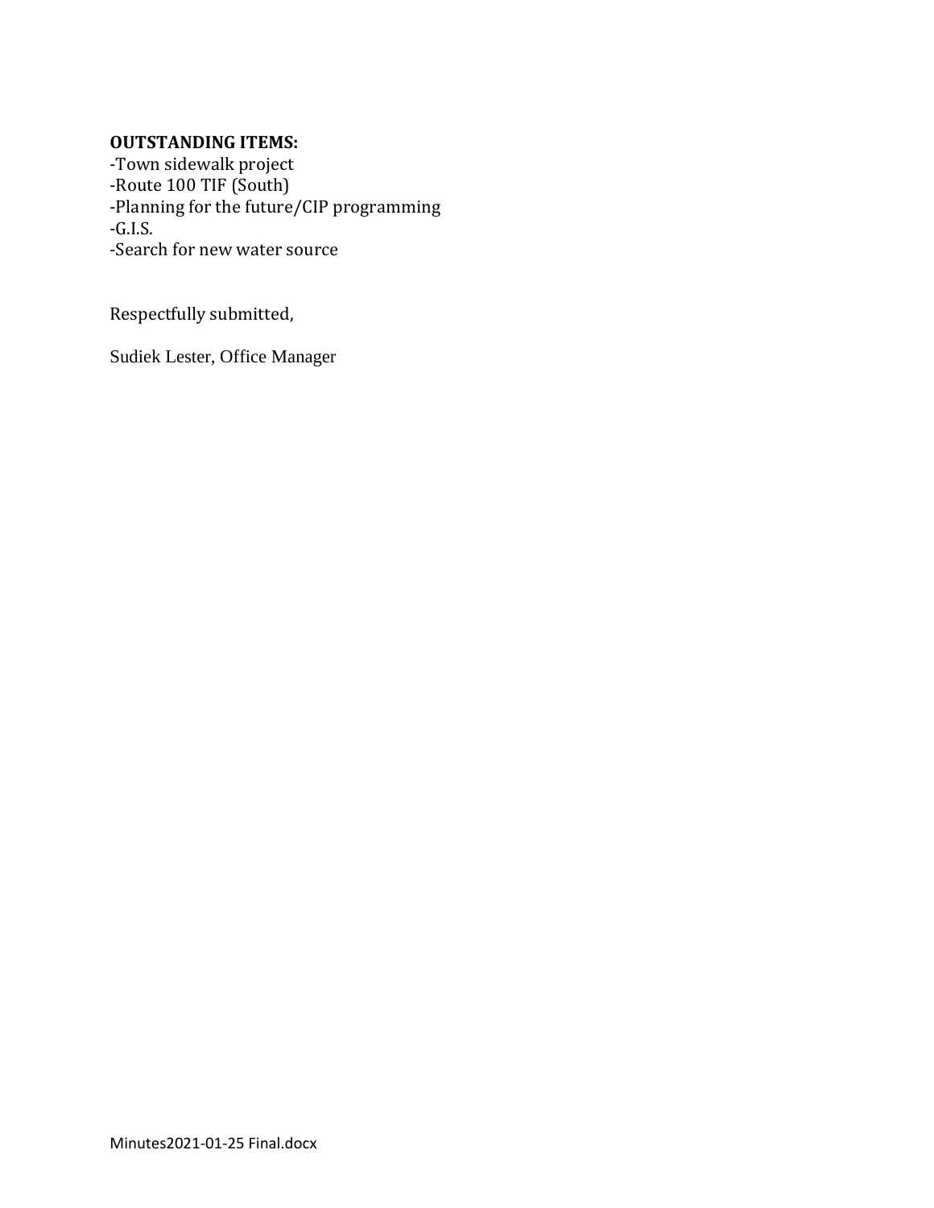**OUTSTANDING ITEMS:**

-Town sidewalk project
-Route 100 TIF (South)
-Planning for the future/CIP programming
-G.I.S.
-Search for new water source

Respectfully submitted,

Sudiek Lester, Office Manager